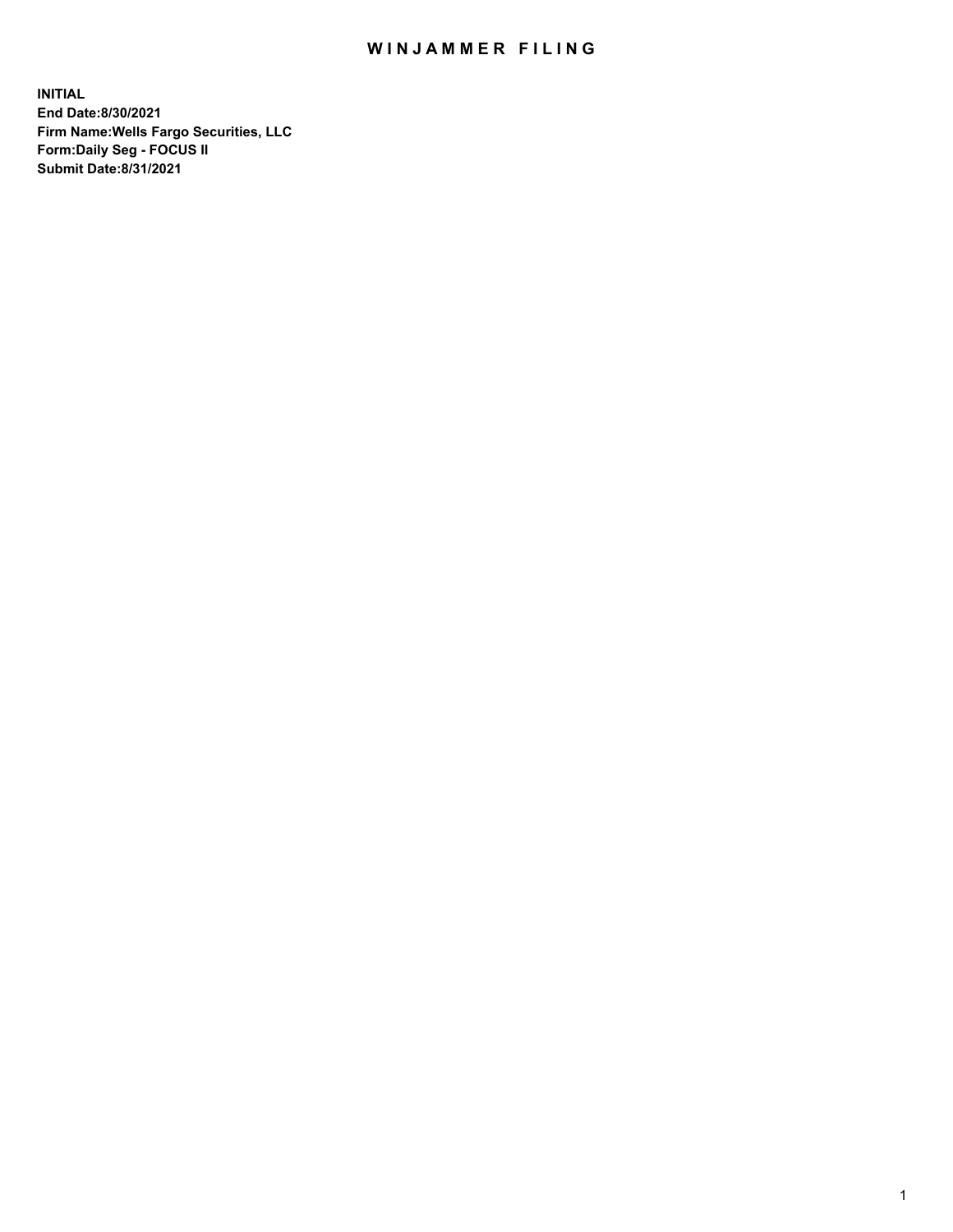# WINJAMMER FILING

**INITIAL**
**End Date:8/30/2021**
**Firm Name:Wells Fargo Securities, LLC**
**Form:Daily Seg - FOCUS II**
**Submit Date:8/31/2021**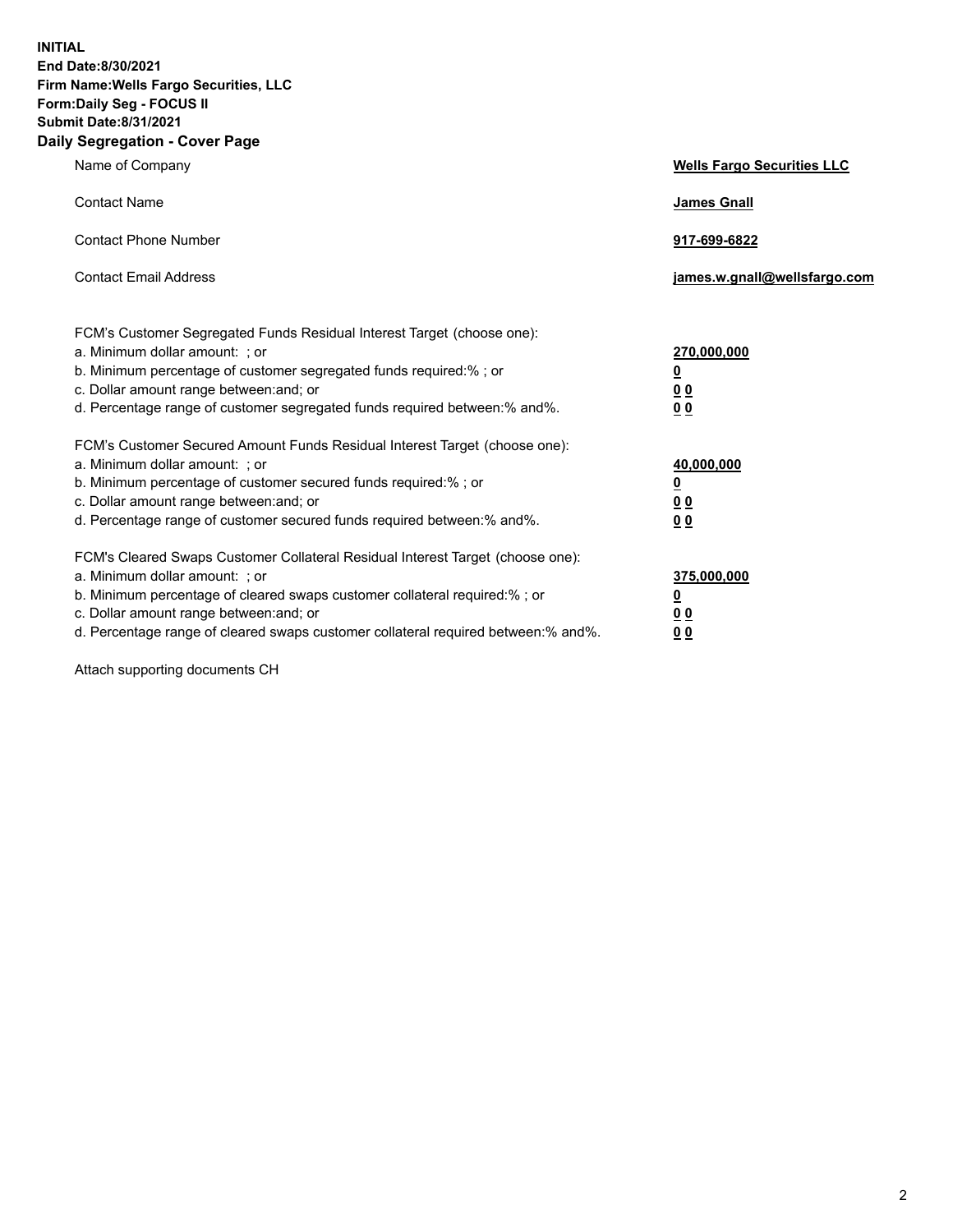**INITIAL**
**End Date:8/30/2021**
**Firm Name:Wells Fargo Securities, LLC**
**Form:Daily Seg - FOCUS II**
**Submit Date:8/31/2021**

## Daily Segregation - Cover Page

| | |
|---|---|
| Name of Company | **Wells Fargo Securities LLC** |
| Contact Name | **James Gnall** |
| Contact Phone Number | **917-699-6822** |
| Contact Email Address | **james.w.gnall@wellsfargo.com** |

| | |
|---|---|
| FCM's Customer Segregated Funds Residual Interest Target (choose one): | |
| a. Minimum dollar amount: ; or | **270,000,000** |
| b. Minimum percentage of customer segregated funds required:% ; or | **0** |
| c. Dollar amount range between:and; or | **0 0** |
| d. Percentage range of customer segregated funds required between:% and%. | **0 0** |
| FCM's Customer Secured Amount Funds Residual Interest Target (choose one): | |
| a. Minimum dollar amount: ; or | **40,000,000** |
| b. Minimum percentage of customer secured funds required:% ; or | **0** |
| c. Dollar amount range between:and; or | **0 0** |
| d. Percentage range of customer secured funds required between:% and%. | **0 0** |
| FCM's Cleared Swaps Customer Collateral Residual Interest Target (choose one): | |
| a. Minimum dollar amount: ; or | **375,000,000** |
| b. Minimum percentage of cleared swaps customer collateral required:% ; or | **0** |
| c. Dollar amount range between:and; or | **0 0** |
| d. Percentage range of cleared swaps customer collateral required between:% and%. | **0 0** |

Attach supporting documents CH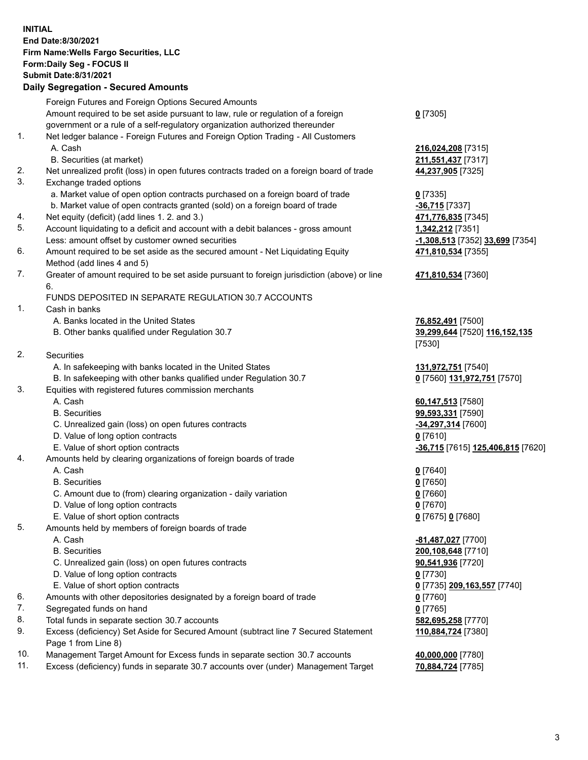**INITIAL**
**End Date:8/30/2021**
**Firm Name:Wells Fargo Securities, LLC**
**Form:Daily Seg - FOCUS II**
**Submit Date:8/31/2021**

## Daily Segregation - Secured Amounts

| | | |
|---|---|---|
| | Foreign Futures and Foreign Options Secured Amounts | |
| | Amount required to be set aside pursuant to law, rule or regulation of a foreign government or a rule of a self-regulatory organization authorized thereunder | **0** [7305] |
| 1. | Net ledger balance - Foreign Futures and Foreign Option Trading - All Customers | |
| | A. Cash | **216,024,208** [7315] |
| | B. Securities (at market) | **211,551,437** [7317] |
| 2. | Net unrealized profit (loss) in open futures contracts traded on a foreign board of trade | **44,237,905** [7325] |
| 3. | Exchange traded options | |
| | a. Market value of open option contracts purchased on a foreign board of trade | **0** [7335] |
| | b. Market value of open contracts granted (sold) on a foreign board of trade | **-36,715** [7337] |
| 4. | Net equity (deficit) (add lines 1. 2. and 3.) | **471,776,835** [7345] |
| 5. | Account liquidating to a deficit and account with a debit balances - gross amount | **1,342,212** [7351] |
| | Less: amount offset by customer owned securities | **-1,308,513** [7352] **33,699** [7354] |
| 6. | Amount required to be set aside as the secured amount - Net Liquidating Equity Method (add lines 4 and 5) | **471,810,534** [7355] |
| 7. | Greater of amount required to be set aside pursuant to foreign jurisdiction (above) or line 6. | **471,810,534** [7360] |
| | FUNDS DEPOSITED IN SEPARATE REGULATION 30.7 ACCOUNTS | |
| 1. | Cash in banks | |
| | A. Banks located in the United States | **76,852,491** [7500] |
| | B. Other banks qualified under Regulation 30.7 | **39,299,644** [7520] **116,152,135** [7530] |
| 2. | Securities | |
| | A. In safekeeping with banks located in the United States | **131,972,751** [7540] |
| | B. In safekeeping with other banks qualified under Regulation 30.7 | **0** [7560] **131,972,751** [7570] |
| 3. | Equities with registered futures commission merchants | |
| | A. Cash | **60,147,513** [7580] |
| | B. Securities | **99,593,331** [7590] |
| | C. Unrealized gain (loss) on open futures contracts | **-34,297,314** [7600] |
| | D. Value of long option contracts | **0** [7610] |
| | E. Value of short option contracts | **-36,715** [7615] **125,406,815** [7620] |
| 4. | Amounts held by clearing organizations of foreign boards of trade | |
| | A. Cash | **0** [7640] |
| | B. Securities | **0** [7650] |
| | C. Amount due to (from) clearing organization - daily variation | **0** [7660] |
| | D. Value of long option contracts | **0** [7670] |
| | E. Value of short option contracts | **0** [7675] **0** [7680] |
| 5. | Amounts held by members of foreign boards of trade | |
| | A. Cash | **-81,487,027** [7700] |
| | B. Securities | **200,108,648** [7710] |
| | C. Unrealized gain (loss) on open futures contracts | **90,541,936** [7720] |
| | D. Value of long option contracts | **0** [7730] |
| | E. Value of short option contracts | **0** [7735] **209,163,557** [7740] |
| 6. | Amounts with other depositories designated by a foreign board of trade | **0** [7760] |
| 7. | Segregated funds on hand | **0** [7765] |
| 8. | Total funds in separate section 30.7 accounts | **582,695,258** [7770] |
| 9. | Excess (deficiency) Set Aside for Secured Amount (subtract line 7 Secured Statement Page 1 from Line 8) | **110,884,724** [7380] |
| 10. | Management Target Amount for Excess funds in separate section 30.7 accounts | **40,000,000** [7780] |
| 11. | Excess (deficiency) funds in separate 30.7 accounts over (under) Management Target | **70,884,724** [7785] |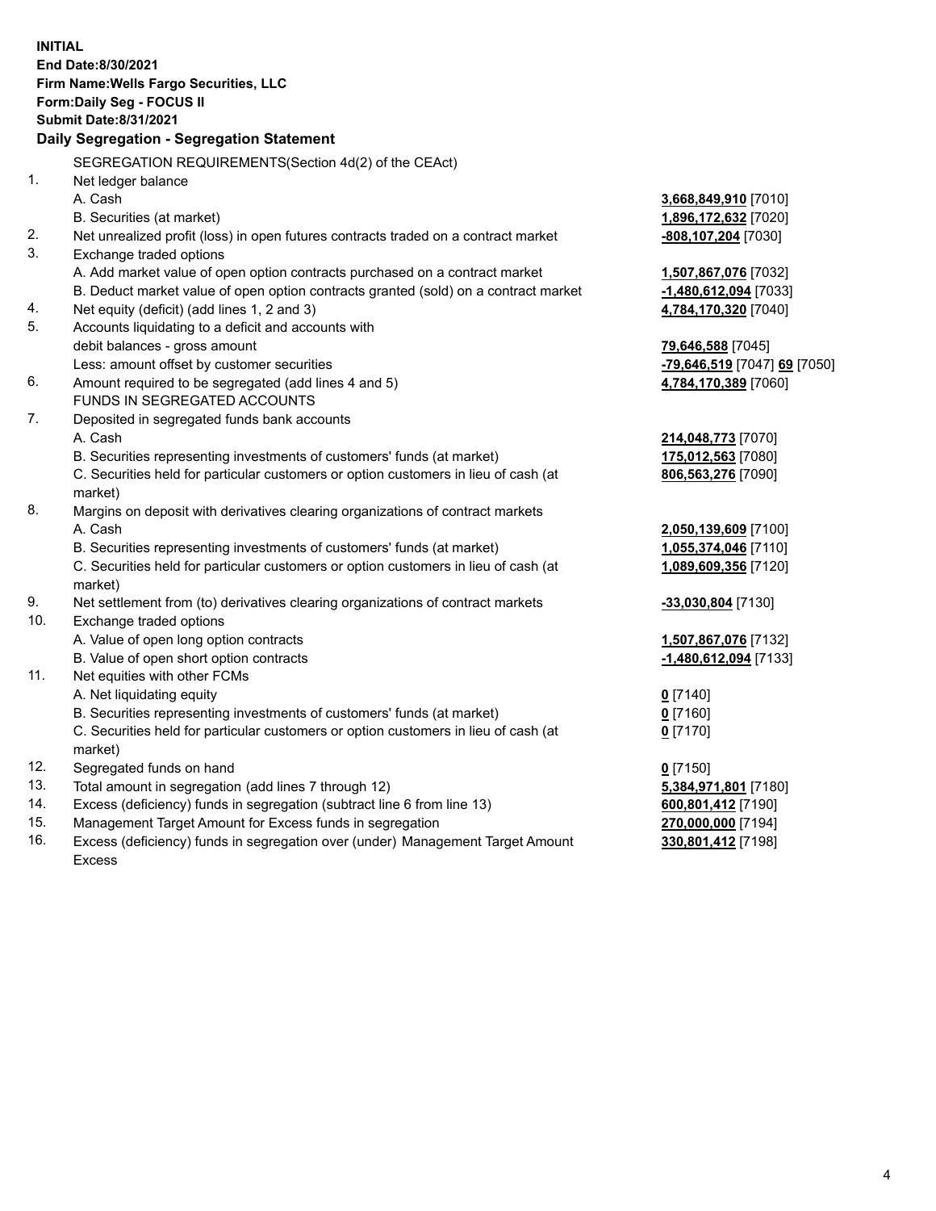**INITIAL**
**End Date:8/30/2021**
**Firm Name:Wells Fargo Securities, LLC**
**Form:Daily Seg - FOCUS II**
**Submit Date:8/31/2021**

**Daily Segregation - Segregation Statement**

| | | |
|---|---|---|
| | SEGREGATION REQUIREMENTS(Section 4d(2) of the CEAct) | |
| 1. | Net ledger balance | |
| | A. Cash | **3,668,849,910** [7010] |
| | B. Securities (at market) | **1,896,172,632** [7020] |
| 2. | Net unrealized profit (loss) in open futures contracts traded on a contract market | **-808,107,204** [7030] |
| 3. | Exchange traded options | |
| | A. Add market value of open option contracts purchased on a contract market | **1,507,867,076** [7032] |
| | B. Deduct market value of open option contracts granted (sold) on a contract market | **-1,480,612,094** [7033] |
| 4. | Net equity (deficit) (add lines 1, 2 and 3) | **4,784,170,320** [7040] |
| 5. | Accounts liquidating to a deficit and accounts with | |
| | debit balances - gross amount | **79,646,588** [7045] |
| | Less: amount offset by customer securities | **-79,646,519** [7047] **69** [7050] |
| 6. | Amount required to be segregated (add lines 4 and 5) | **4,784,170,389** [7060] |
| | FUNDS IN SEGREGATED ACCOUNTS | |
| 7. | Deposited in segregated funds bank accounts | |
| | A. Cash | **214,048,773** [7070] |
| | B. Securities representing investments of customers' funds (at market) | **175,012,563** [7080] |
| | C. Securities held for particular customers or option customers in lieu of cash (at market) | **806,563,276** [7090] |
| 8. | Margins on deposit with derivatives clearing organizations of contract markets | |
| | A. Cash | **2,050,139,609** [7100] |
| | B. Securities representing investments of customers' funds (at market) | **1,055,374,046** [7110] |
| | C. Securities held for particular customers or option customers in lieu of cash (at market) | **1,089,609,356** [7120] |
| 9. | Net settlement from (to) derivatives clearing organizations of contract markets | **-33,030,804** [7130] |
| 10. | Exchange traded options | |
| | A. Value of open long option contracts | **1,507,867,076** [7132] |
| | B. Value of open short option contracts | **-1,480,612,094** [7133] |
| 11. | Net equities with other FCMs | |
| | A. Net liquidating equity | **0** [7140] |
| | B. Securities representing investments of customers' funds (at market) | **0** [7160] |
| | C. Securities held for particular customers or option customers in lieu of cash (at market) | **0** [7170] |
| 12. | Segregated funds on hand | **0** [7150] |
| 13. | Total amount in segregation (add lines 7 through 12) | **5,384,971,801** [7180] |
| 14. | Excess (deficiency) funds in segregation (subtract line 6 from line 13) | **600,801,412** [7190] |
| 15. | Management Target Amount for Excess funds in segregation | **270,000,000** [7194] |
| 16. | Excess (deficiency) funds in segregation over (under) Management Target Amount Excess | **330,801,412** [7198] |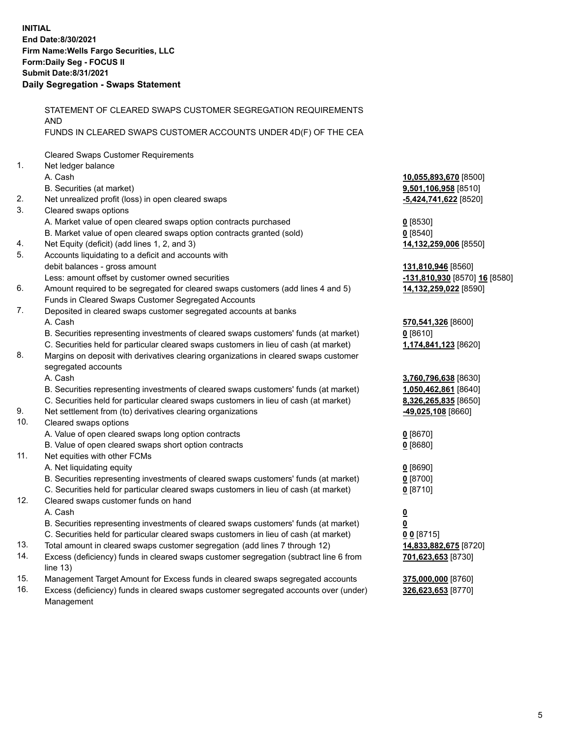**INITIAL**
**End Date:8/30/2021**
**Firm Name:Wells Fargo Securities, LLC**
**Form:Daily Seg - FOCUS II**
**Submit Date:8/31/2021**
**Daily Segregation - Swaps Statement**

STATEMENT OF CLEARED SWAPS CUSTOMER SEGREGATION REQUIREMENTS AND FUNDS IN CLEARED SWAPS CUSTOMER ACCOUNTS UNDER 4D(F) OF THE CEA

| | | |
|---|---|---|
| | Cleared Swaps Customer Requirements | |
| 1. | Net ledger balance | |
| | A. Cash | **10,055,893,670** [8500] |
| | B. Securities (at market) | **9,501,106,958** [8510] |
| 2. | Net unrealized profit (loss) in open cleared swaps | **-5,424,741,622** [8520] |
| 3. | Cleared swaps options | |
| | A. Market value of open cleared swaps option contracts purchased | **0** [8530] |
| | B. Market value of open cleared swaps option contracts granted (sold) | **0** [8540] |
| 4. | Net Equity (deficit) (add lines 1, 2, and 3) | **14,132,259,006** [8550] |
| 5. | Accounts liquidating to a deficit and accounts with debit balances - gross amount | **131,810,946** [8560] |
| | Less: amount offset by customer owned securities | **-131,810,930** [8570] **16** [8580] |
| 6. | Amount required to be segregated for cleared swaps customers (add lines 4 and 5) | **14,132,259,022** [8590] |
| | Funds in Cleared Swaps Customer Segregated Accounts | |
| 7. | Deposited in cleared swaps customer segregated accounts at banks | |
| | A. Cash | **570,541,326** [8600] |
| | B. Securities representing investments of cleared swaps customers' funds (at market) | **0** [8610] |
| | C. Securities held for particular cleared swaps customers in lieu of cash (at market) | **1,174,841,123** [8620] |
| 8. | Margins on deposit with derivatives clearing organizations in cleared swaps customer segregated accounts | |
| | A. Cash | **3,760,796,638** [8630] |
| | B. Securities representing investments of cleared swaps customers' funds (at market) | **1,050,462,861** [8640] |
| | C. Securities held for particular cleared swaps customers in lieu of cash (at market) | **8,326,265,835** [8650] |
| 9. | Net settlement from (to) derivatives clearing organizations | **-49,025,108** [8660] |
| 10. | Cleared swaps options | |
| | A. Value of open cleared swaps long option contracts | **0** [8670] |
| | B. Value of open cleared swaps short option contracts | **0** [8680] |
| 11. | Net equities with other FCMs | |
| | A. Net liquidating equity | **0** [8690] |
| | B. Securities representing investments of cleared swaps customers' funds (at market) | **0** [8700] |
| | C. Securities held for particular cleared swaps customers in lieu of cash (at market) | **0** [8710] |
| 12. | Cleared swaps customer funds on hand | |
| | A. Cash | **0** |
| | B. Securities representing investments of cleared swaps customers' funds (at market) | **0** |
| | C. Securities held for particular cleared swaps customers in lieu of cash (at market) | **0** **0** [8715] |
| 13. | Total amount in cleared swaps customer segregation (add lines 7 through 12) | **14,833,882,675** [8720] |
| 14. | Excess (deficiency) funds in cleared swaps customer segregation (subtract line 6 from line 13) | **701,623,653** [8730] |
| 15. | Management Target Amount for Excess funds in cleared swaps segregated accounts | **375,000,000** [8760] |
| 16. | Excess (deficiency) funds in cleared swaps customer segregated accounts over (under) Management | **326,623,653** [8770] |